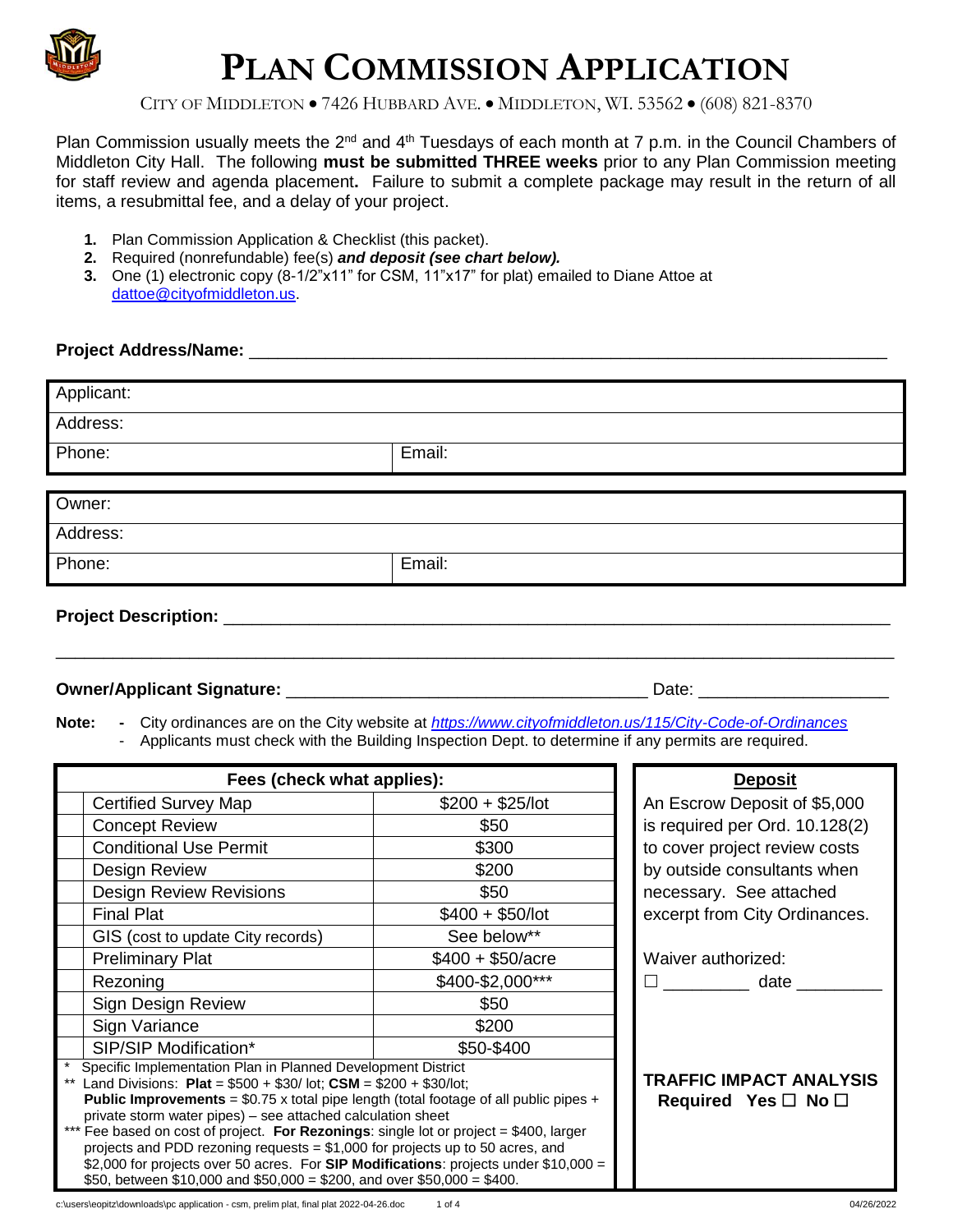# PLAN COMMISSION APPLICATION

CITY OF MIDDLETON • 7426 HUBBARD AVE. • MIDDLETON, WI. 53562 • (608) 821-8370

Plan Commission usually meets the 2nd and 4th Tuesdays of each month at 7 p.m. in the Council Chambers of Middleton City Hall. The following **must be submitted THREE weeks** prior to any Plan Commission meeting for staff review and agenda placement**.** Failure to submit a complete package may result in the return of all items, a resubmittal fee, and a delay of your project.

1. Plan Commission Application & Checklist (this packet).
2. Required (nonrefundable) fee(s) ***and deposit (see chart below).***
3. One (1) electronic copy (8-1/2"x11" for CSM, 11"x17" for plat) emailed to Diane Attoe at dattoe@cityofmiddleton.us.

**Project Address/Name:** ______________________________

| Applicant: | |
|---|---|
| Address: | |
| Phone: | Email: |

| Owner: | |
|---|---|
| Address: | |
| Phone: | Email: |

**Project Description:** ______________________________

______________________________

**Owner/Applicant Signature:** ______________________________ Date: ______________

**Note:**
- City ordinances are on the City website at *https://www.cityofmiddleton.us/115/City-Code-of-Ordinances*
- Applicants must check with the Building Inspection Dept. to determine if any permits are required.

| | Fees (check what applies): | |
|---|---|---|
| | Certified Survey Map | $200 + $25/lot |
| | Concept Review | $50 |
| | Conditional Use Permit | $300 |
| | Design Review | $200 |
| | Design Review Revisions | $50 |
| | Final Plat | $400 + $50/lot |
| | GIS (cost to update City records) | See below** |
| | Preliminary Plat | $400 + $50/acre |
| | Rezoning | $400-$2,000*** |
| | Sign Design Review | $50 |
| | Sign Variance | $200 |
| | SIP/SIP Modification* | $50-$400 |

\* Specific Implementation Plan in Planned Development District

\** Land Divisions: **Plat** = $500 + $30/ lot; **CSM** = $200 + $30/lot;
**Public Improvements** = $0.75 x total pipe length (total footage of all public pipes + private storm water pipes) – see attached calculation sheet

\*** Fee based on cost of project. **For Rezonings**: single lot or project = $400, larger projects and PDD rezoning requests = $1,000 for projects up to 50 acres, and $2,000 for projects over 50 acres. For **SIP Modifications**: projects under $10,000 = $50, between $10,000 and $50,000 = $200, and over $50,000 = $400.

**Deposit**

An Escrow Deposit of $5,000 is required per Ord. 10.128(2) to cover project review costs by outside consultants when necessary. See attached excerpt from City Ordinances.

Waiver authorized:
☐ _________ date _________

**TRAFFIC IMPACT ANALYSIS Required Yes ☐ No ☐**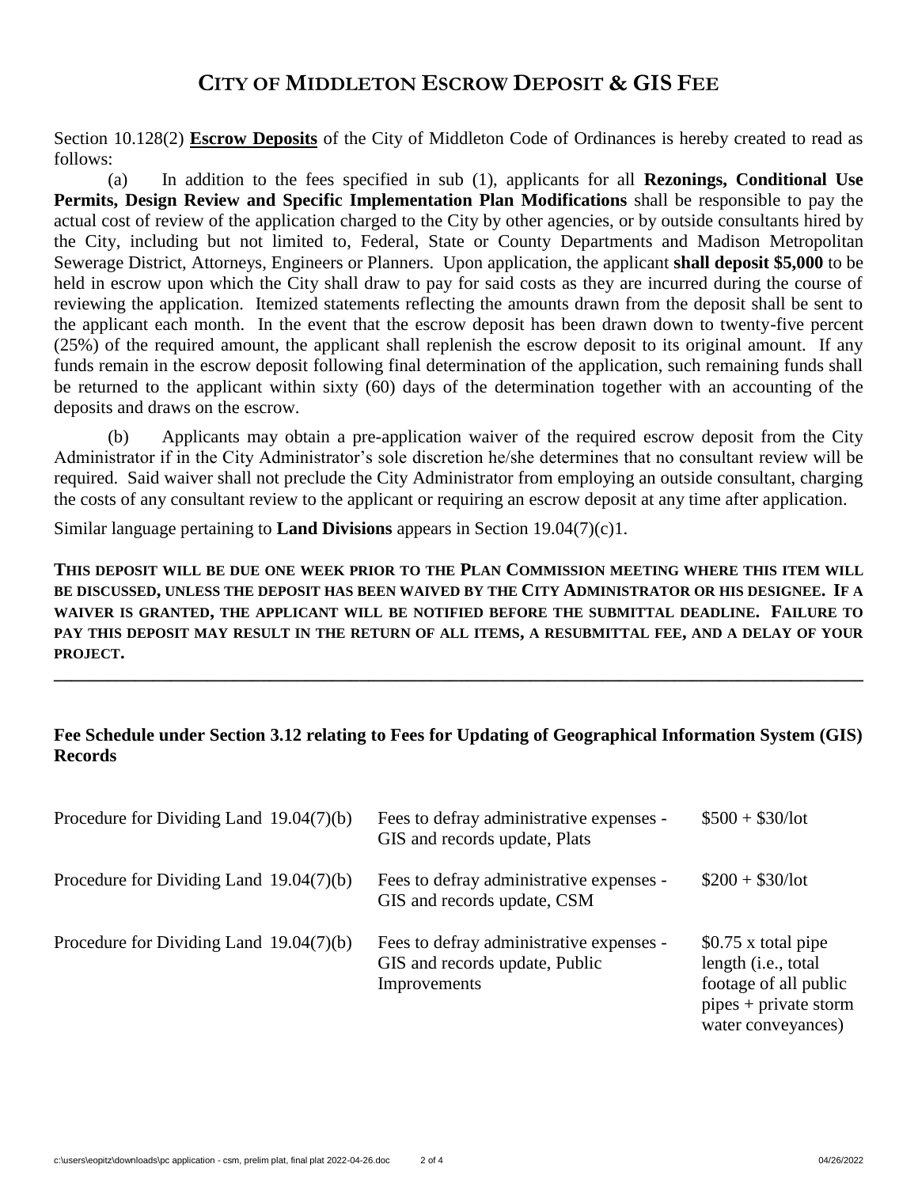# CITY OF MIDDLETON ESCROW DEPOSIT & GIS FEE

Section 10.128(2) **Escrow Deposits** of the City of Middleton Code of Ordinances is hereby created to read as follows:

(a) In addition to the fees specified in sub (1), applicants for all **Rezonings, Conditional Use Permits, Design Review and Specific Implementation Plan Modifications** shall be responsible to pay the actual cost of review of the application charged to the City by other agencies, or by outside consultants hired by the City, including but not limited to, Federal, State or County Departments and Madison Metropolitan Sewerage District, Attorneys, Engineers or Planners. Upon application, the applicant **shall deposit $5,000** to be held in escrow upon which the City shall draw to pay for said costs as they are incurred during the course of reviewing the application. Itemized statements reflecting the amounts drawn from the deposit shall be sent to the applicant each month. In the event that the escrow deposit has been drawn down to twenty-five percent (25%) of the required amount, the applicant shall replenish the escrow deposit to its original amount. If any funds remain in the escrow deposit following final determination of the application, such remaining funds shall be returned to the applicant within sixty (60) days of the determination together with an accounting of the deposits and draws on the escrow.

(b) Applicants may obtain a pre-application waiver of the required escrow deposit from the City Administrator if in the City Administrator's sole discretion he/she determines that no consultant review will be required. Said waiver shall not preclude the City Administrator from employing an outside consultant, charging the costs of any consultant review to the applicant or requiring an escrow deposit at any time after application.

Similar language pertaining to **Land Divisions** appears in Section 19.04(7)(c)1.

**THIS DEPOSIT WILL BE DUE ONE WEEK PRIOR TO THE PLAN COMMISSION MEETING WHERE THIS ITEM WILL BE DISCUSSED, UNLESS THE DEPOSIT HAS BEEN WAIVED BY THE CITY ADMINISTRATOR OR HIS DESIGNEE. IF A WAIVER IS GRANTED, THE APPLICANT WILL BE NOTIFIED BEFORE THE SUBMITTAL DEADLINE. FAILURE TO PAY THIS DEPOSIT MAY RESULT IN THE RETURN OF ALL ITEMS, A RESUBMITTAL FEE, AND A DELAY OF YOUR PROJECT.**

---

**Fee Schedule under Section 3.12 relating to Fees for Updating of Geographical Information System (GIS) Records**

| | | |
|---|---|---|
| Procedure for Dividing Land 19.04(7)(b) | Fees to defray administrative expenses - GIS and records update, Plats | $500 + $30/lot |
| Procedure for Dividing Land 19.04(7)(b) | Fees to defray administrative expenses - GIS and records update, CSM | $200 + $30/lot |
| Procedure for Dividing Land 19.04(7)(b) | Fees to defray administrative expenses - GIS and records update, Public Improvements | $0.75 x total pipe length (i.e., total footage of all public pipes + private storm water conveyances) |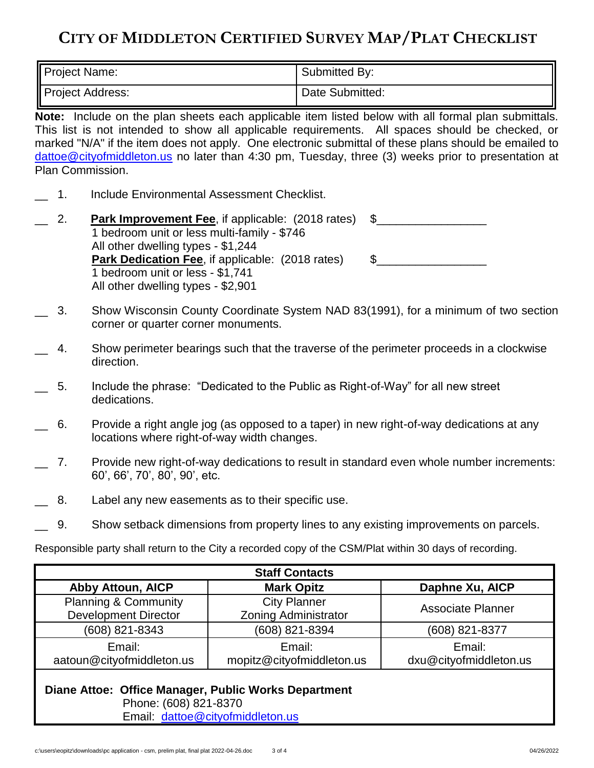# CITY OF MIDDLETON CERTIFIED SURVEY MAP/PLAT CHECKLIST

| Project Name: | Submitted By: |
|---|---|
| Project Address: | Date Submitted: |

**Note:** Include on the plan sheets each applicable item listed below with all formal plan submittals. This list is not intended to show all applicable requirements. All spaces should be checked, or marked "N/A" if the item does not apply. One electronic submittal of these plans should be emailed to dattoe@cityofmiddleton.us no later than 4:30 pm, Tuesday, three (3) weeks prior to presentation at Plan Commission.

__ 1. Include Environmental Assessment Checklist.

__ 2. **Park Improvement Fee**, if applicable: (2018 rates) $________________
1 bedroom unit or less multi-family - $746
All other dwelling types - $1,244
**Park Dedication Fee**, if applicable: (2018 rates) $________________
1 bedroom unit or less - $1,741
All other dwelling types - $2,901

__ 3. Show Wisconsin County Coordinate System NAD 83(1991), for a minimum of two section corner or quarter corner monuments.

__ 4. Show perimeter bearings such that the traverse of the perimeter proceeds in a clockwise direction.

__ 5. Include the phrase: "Dedicated to the Public as Right-of-Way" for all new street dedications.

__ 6. Provide a right angle jog (as opposed to a taper) in new right-of-way dedications at any locations where right-of-way width changes.

__ 7. Provide new right-of-way dedications to result in standard even whole number increments: 60', 66', 70', 80', 90', etc.

__ 8. Label any new easements as to their specific use.

__ 9. Show setback dimensions from property lines to any existing improvements on parcels.

Responsible party shall return to the City a recorded copy of the CSM/Plat within 30 days of recording.

| Staff Contacts | | |
|---|---|---|
| **Abby Attoun, AICP** | **Mark Opitz** | **Daphne Xu, AICP** |
| Planning & Community Development Director | City Planner Zoning Administrator | Associate Planner |
| (608) 821-8343 | (608) 821-8394 | (608) 821-8377 |
| Email: aatoun@cityofmiddleton.us | Email: mopitz@cityofmiddleton.us | Email: dxu@cityofmiddleton.us |

**Diane Attoe: Office Manager, Public Works Department**
Phone: (608) 821-8370
Email: dattoe@cityofmiddleton.us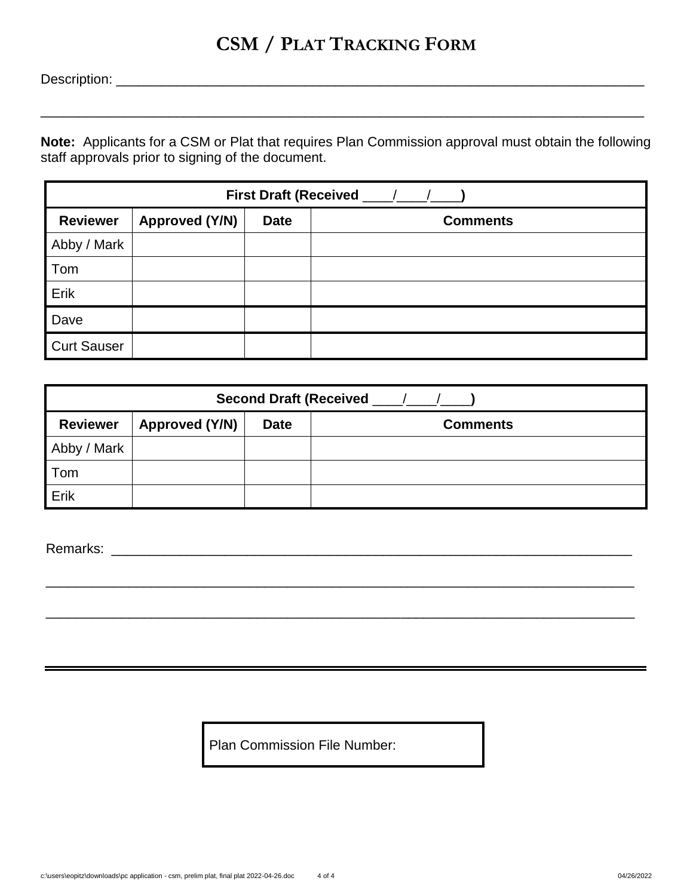# CSM / Plat Tracking Form

Description: ___________________________________________________________________________

___________________________________________________________________________

**Note:** Applicants for a CSM or Plat that requires Plan Commission approval must obtain the following staff approvals prior to signing of the document.

| First Draft (Received ____/____/____) | | | |
|---|---|---|---|
| **Reviewer** | **Approved (Y/N)** | **Date** | **Comments** |
| Abby / Mark | | | |
| Tom | | | |
| Erik | | | |
| Dave | | | |
| Curt Sauser | | | |

| Second Draft (Received ____/____/____) | | | |
|---|---|---|---|
| **Reviewer** | **Approved (Y/N)** | **Date** | **Comments** |
| Abby / Mark | | | |
| Tom | | | |
| Erik | | | |

Remarks: ___________________________________________________________________________

___________________________________________________________________________

___________________________________________________________________________

Plan Commission File Number: